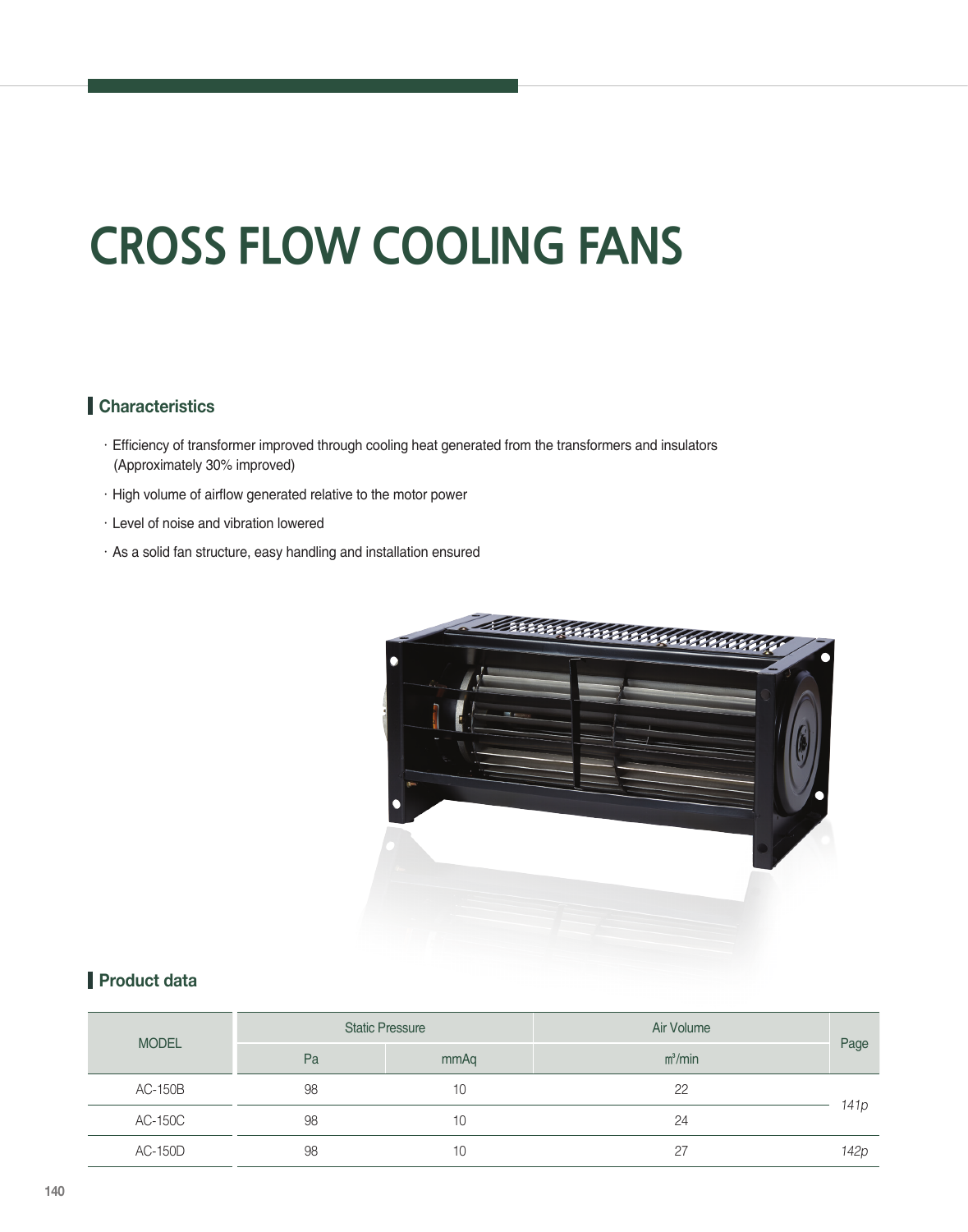# CROSS FLOW COOLING FANS

## Characteristics

- Efficiency of transformer improved through cooling heat generated from the transformers and insulators (Approximately 30% improved)
- High volume of airflow generated relative to the motor power
- Level of noise and vibration lowered
- As a solid fan structure, easy handling and installation ensured

## Product data

| MODEL | Static Pressure | | Air Volume | Page |
|---|---|---|---|---|
| | Pa | mmAq | ㎥/min | |
| AC-150B | 98 | 10 | 22 | *141p* |
| AC-150C | 98 | 10 | 24 | |
| AC-150D | 98 | 10 | 27 | *142p* |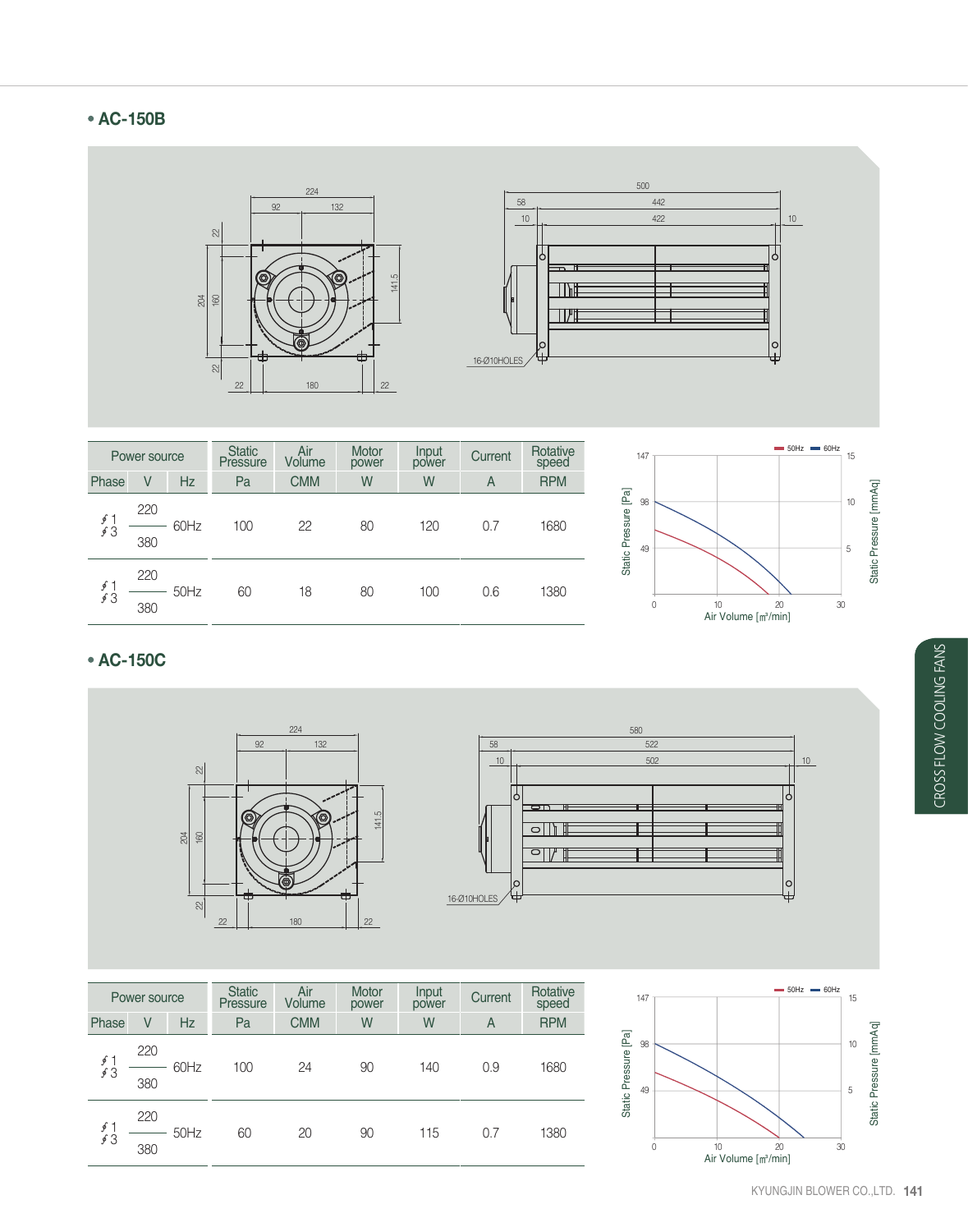## • AC-150B

| Power source | | | Static Pressure | Air Volume | Motor power | Input power | Current | Rotative speed |
|---|---|---|---|---|---|---|---|---|
| Phase | V | Hz | Pa | CMM | W | W | A | RPM |
| ∮1 ∮3 | 220 380 | 60Hz | 100 | 22 | 80 | 120 | 0.7 | 1680 |
| ∮1 ∮3 | 220 380 | 50Hz | 60 | 18 | 80 | 100 | 0.6 | 1380 |

## • AC-150C

| Power source | | | Static Pressure | Air Volume | Motor power | Input power | Current | Rotative speed |
|---|---|---|---|---|---|---|---|---|
| Phase | V | Hz | Pa | CMM | W | W | A | RPM |
| ∮1 ∮3 | 220 380 | 60Hz | 100 | 24 | 90 | 140 | 0.9 | 1680 |
| ∮1 ∮3 | 220 380 | 50Hz | 60 | 20 | 90 | 115 | 0.7 | 1380 |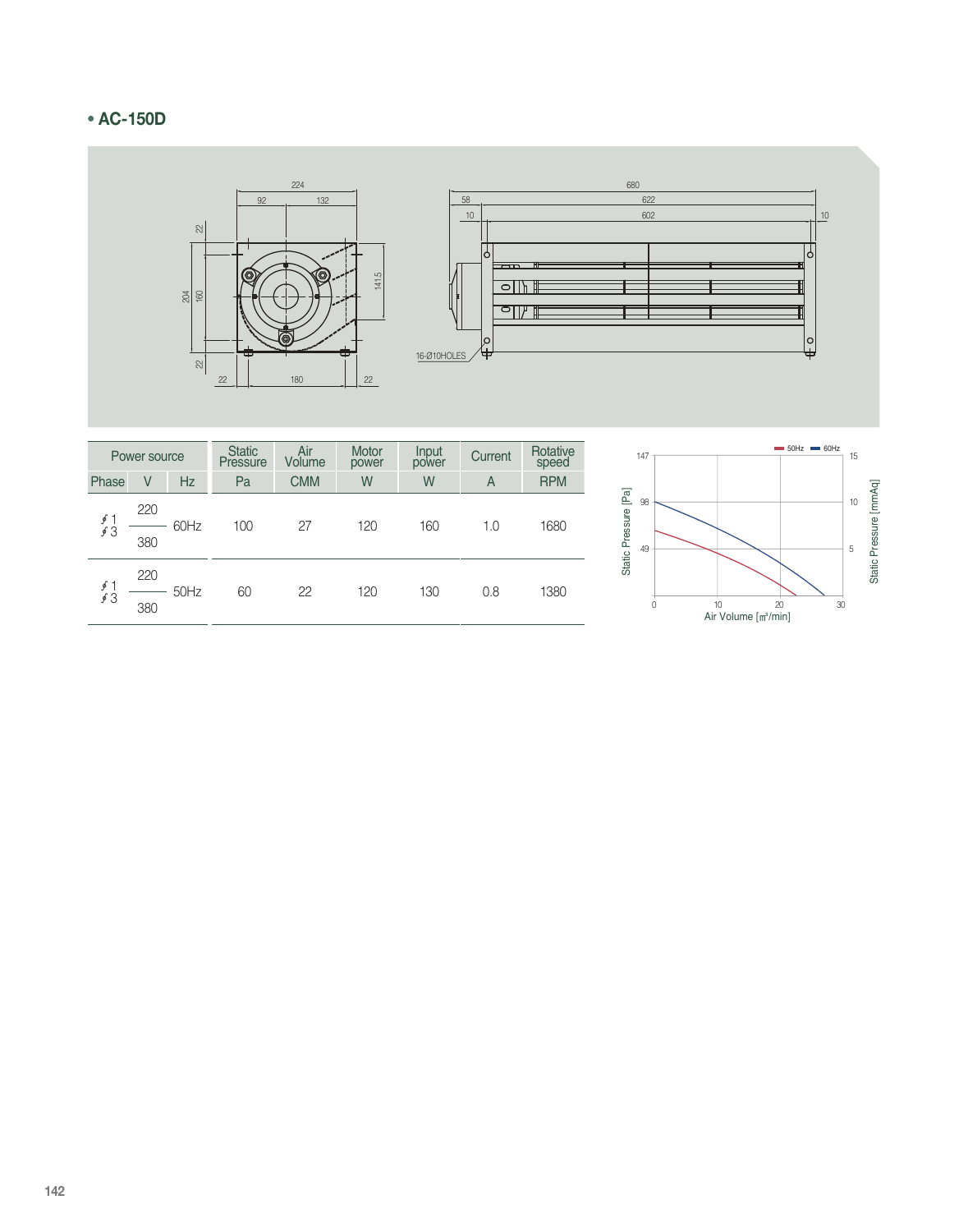• **AC-150D**

224
92
132
22
204
160
22
141.5
22
180
22

680
58
622
10
602
10
16-Ø10HOLES

| Power source | | | Static Pressure | Air Volume | Motor power | Input power | Current | Rotative speed |
|---|---|---|---|---|---|---|---|---|
| Phase | V | Hz | Pa | CMM | W | W | A | RPM |
| ∮1 ∮3 | 220 / 380 | 60Hz | 100 | 27 | 120 | 160 | 1.0 | 1680 |
| ∮1 ∮3 | 220 / 380 | 50Hz | 60 | 22 | 120 | 130 | 0.8 | 1380 |

50Hz 60Hz
147
98
49
Static Pressure [Pa]
15
10
5
Static Pressure [mmAq]
0
10
20
30
Air Volume [㎥/min]